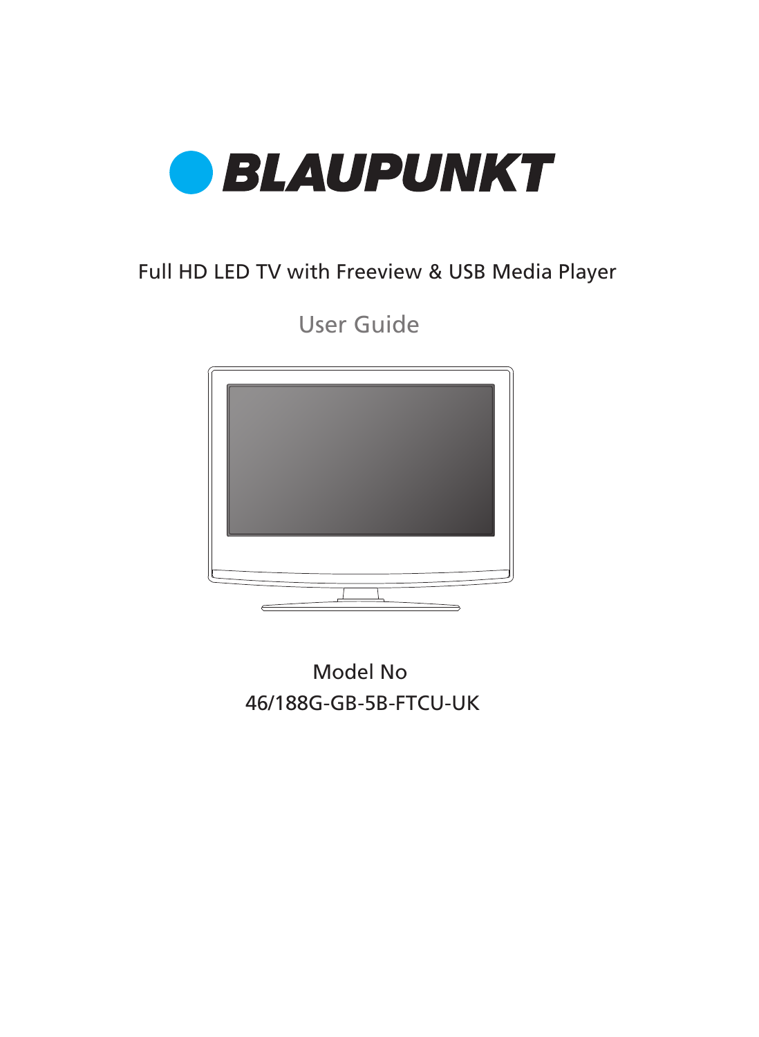# BLAUPUNKT

Full HD LED TV with Freeview & USB Media Player

User Guide

Model No

46/188G-GB-5B-FTCU-UK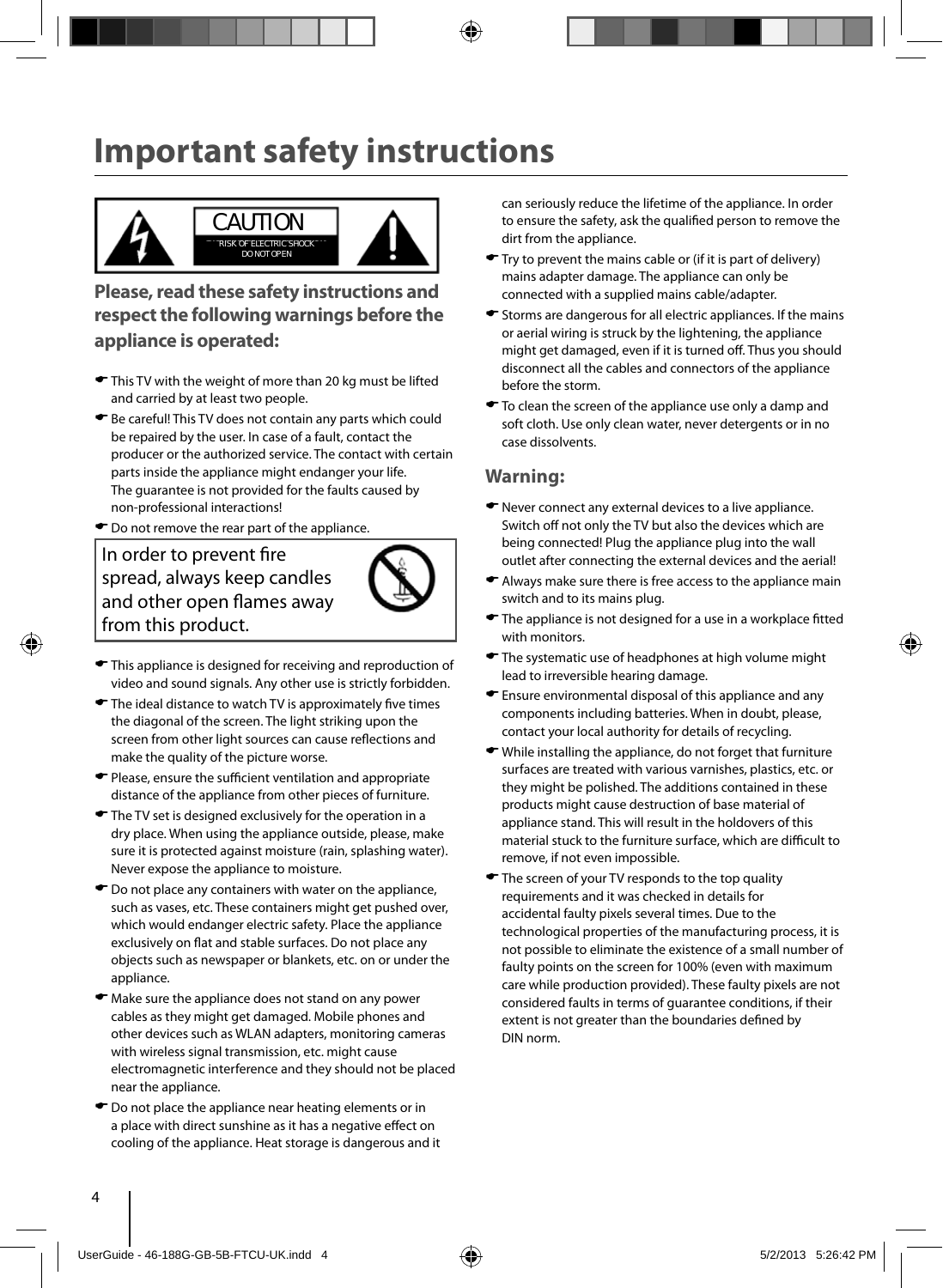# Important safety instructions

CAUTION

RISK OF ELECTRIC SHOCK
DO NOT OPEN

### Please, read these safety instructions and respect the following warnings before the appliance is operated:

- This TV with the weight of more than 20 kg must be lifted and carried by at least two people.
- Be careful! This TV does not contain any parts which could be repaired by the user. In case of a fault, contact the producer or the authorized service. The contact with certain parts inside the appliance might endanger your life. The guarantee is not provided for the faults caused by non-professional interactions!
- Do not remove the rear part of the appliance.

In order to prevent fire spread, always keep candles and other open flames away from this product.

- This appliance is designed for receiving and reproduction of video and sound signals. Any other use is strictly forbidden.
- The ideal distance to watch TV is approximately five times the diagonal of the screen. The light striking upon the screen from other light sources can cause reflections and make the quality of the picture worse.
- Please, ensure the sufficient ventilation and appropriate distance of the appliance from other pieces of furniture.
- The TV set is designed exclusively for the operation in a dry place. When using the appliance outside, please, make sure it is protected against moisture (rain, splashing water). Never expose the appliance to moisture.
- Do not place any containers with water on the appliance, such as vases, etc. These containers might get pushed over, which would endanger electric safety. Place the appliance exclusively on flat and stable surfaces. Do not place any objects such as newspaper or blankets, etc. on or under the appliance.
- Make sure the appliance does not stand on any power cables as they might get damaged. Mobile phones and other devices such as WLAN adapters, monitoring cameras with wireless signal transmission, etc. might cause electromagnetic interference and they should not be placed near the appliance.
- Do not place the appliance near heating elements or in a place with direct sunshine as it has a negative effect on cooling of the appliance. Heat storage is dangerous and it can seriously reduce the lifetime of the appliance. In order to ensure the safety, ask the qualified person to remove the dirt from the appliance.
- Try to prevent the mains cable or (if it is part of delivery) mains adapter damage. The appliance can only be connected with a supplied mains cable/adapter.
- Storms are dangerous for all electric appliances. If the mains or aerial wiring is struck by the lightening, the appliance might get damaged, even if it is turned off. Thus you should disconnect all the cables and connectors of the appliance before the storm.
- To clean the screen of the appliance use only a damp and soft cloth. Use only clean water, never detergents or in no case dissolvents.

## Warning:

- Never connect any external devices to a live appliance. Switch off not only the TV but also the devices which are being connected! Plug the appliance plug into the wall outlet after connecting the external devices and the aerial!
- Always make sure there is free access to the appliance main switch and to its mains plug.
- The appliance is not designed for a use in a workplace fitted with monitors.
- The systematic use of headphones at high volume might lead to irreversible hearing damage.
- Ensure environmental disposal of this appliance and any components including batteries. When in doubt, please, contact your local authority for details of recycling.
- While installing the appliance, do not forget that furniture surfaces are treated with various varnishes, plastics, etc. or they might be polished. The additions contained in these products might cause destruction of base material of appliance stand. This will result in the holdovers of this material stuck to the furniture surface, which are difficult to remove, if not even impossible.
- The screen of your TV responds to the top quality requirements and it was checked in details for accidental faulty pixels several times. Due to the technological properties of the manufacturing process, it is not possible to eliminate the existence of a small number of faulty points on the screen for 100% (even with maximum care while production provided). These faulty pixels are not considered faults in terms of guarantee conditions, if their extent is not greater than the boundaries defined by DIN norm.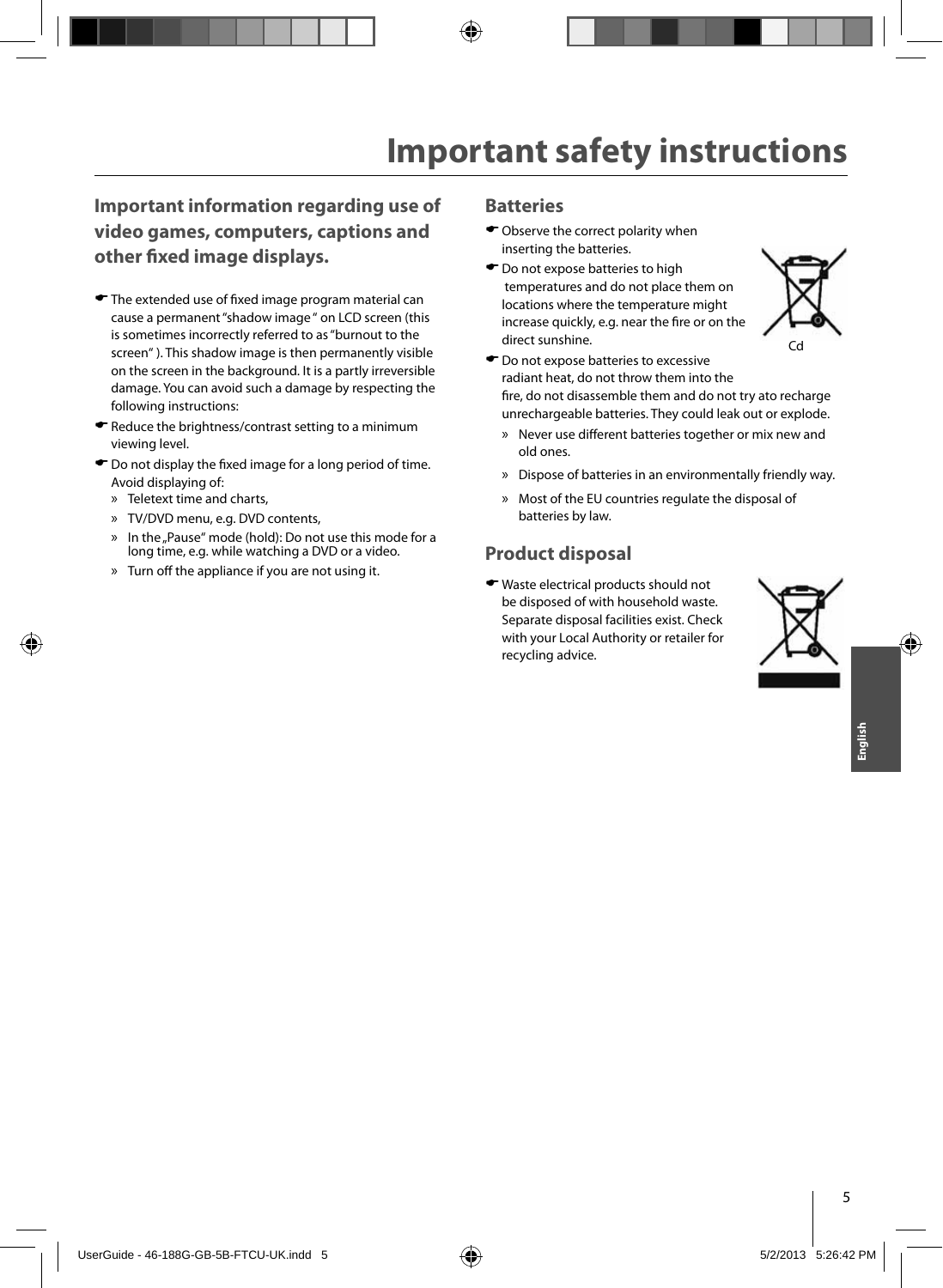# Important safety instructions

## Important information regarding use of video games, computers, captions and other fixed image displays.

- The extended use of fixed image program material can cause a permanent "shadow image " on LCD screen (this is sometimes incorrectly referred to as "burnout to the screen" ). This shadow image is then permanently visible on the screen in the background. It is a partly irreversible damage. You can avoid such a damage by respecting the following instructions:
- Reduce the brightness/contrast setting to a minimum viewing level.
- Do not display the fixed image for a long period of time. Avoid displaying of:
  - » Teletext time and charts,
  - » TV/DVD menu, e.g. DVD contents,
  - » In the „Pause" mode (hold): Do not use this mode for a long time, e.g. while watching a DVD or a video.
  - » Turn off the appliance if you are not using it.

## Batteries

- Observe the correct polarity when inserting the batteries.
- Do not expose batteries to high temperatures and do not place them on locations where the temperature might increase quickly, e.g. near the fire or on the direct sunshine.
- Do not expose batteries to excessive radiant heat, do not throw them into the fire, do not disassemble them and do not try ato recharge unrechargeable batteries. They could leak out or explode.
  - » Never use different batteries together or mix new and old ones.
  - » Dispose of batteries in an environmentally friendly way.
  - » Most of the EU countries regulate the disposal of batteries by law.

Cd

## Product disposal

- Waste electrical products should not be disposed of with household waste. Separate disposal facilities exist. Check with your Local Authority or retailer for recycling advice.

English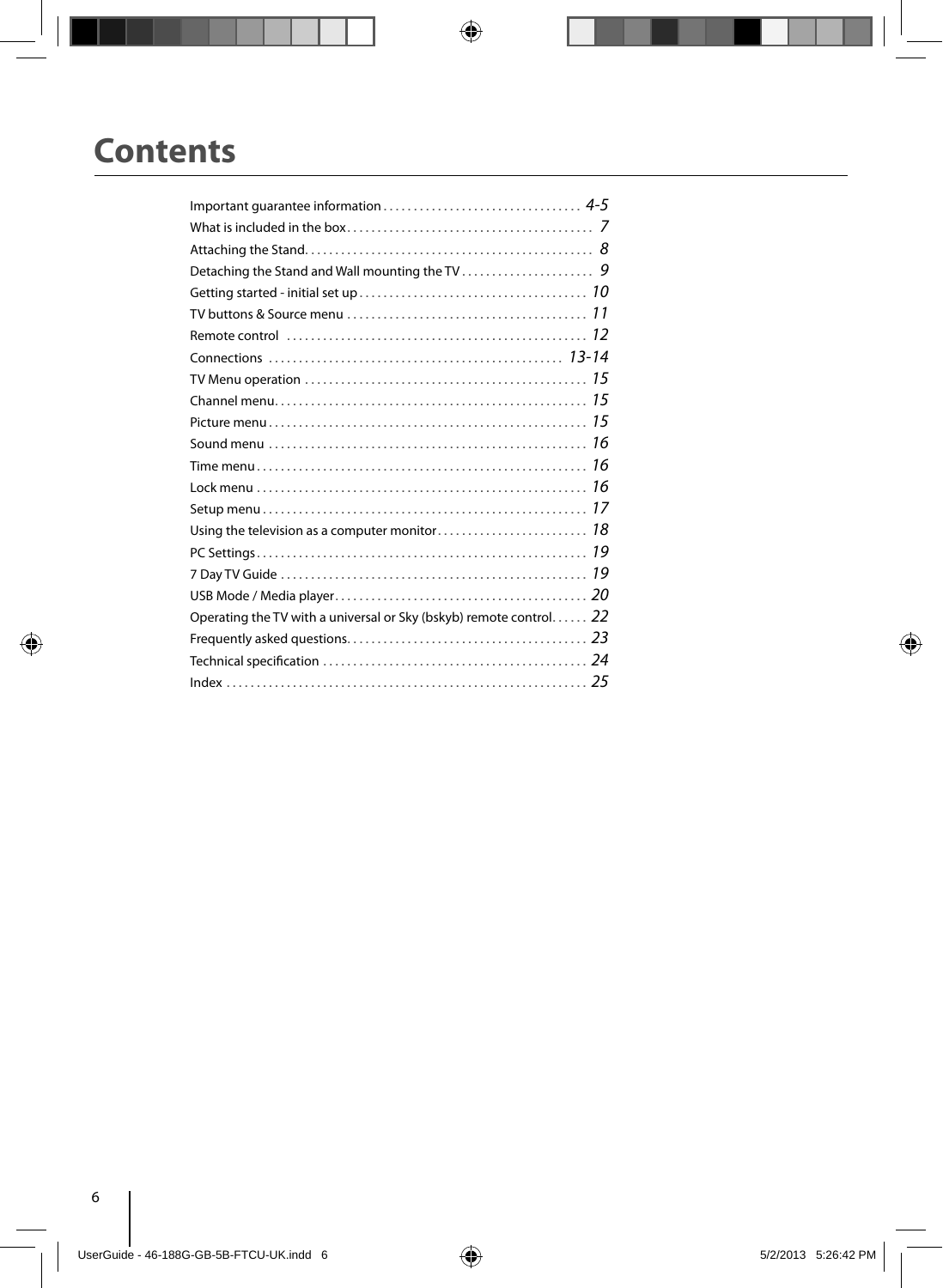# Contents

| | |
|---|---|
| Important guarantee information | 4-5 |
| What is included in the box | 7 |
| Attaching the Stand | 8 |
| Detaching the Stand and Wall mounting the TV | 9 |
| Getting started - initial set up | 10 |
| TV buttons & Source menu | 11 |
| Remote control | 12 |
| Connections | 13-14 |
| TV Menu operation | 15 |
| Channel menu | 15 |
| Picture menu | 15 |
| Sound menu | 16 |
| Time menu | 16 |
| Lock menu | 16 |
| Setup menu | 17 |
| Using the television as a computer monitor | 18 |
| PC Settings | 19 |
| 7 Day TV Guide | 19 |
| USB Mode / Media player | 20 |
| Operating the TV with a universal or Sky (bskyb) remote control | 22 |
| Frequently asked questions | 23 |
| Technical specification | 24 |
| Index | 25 |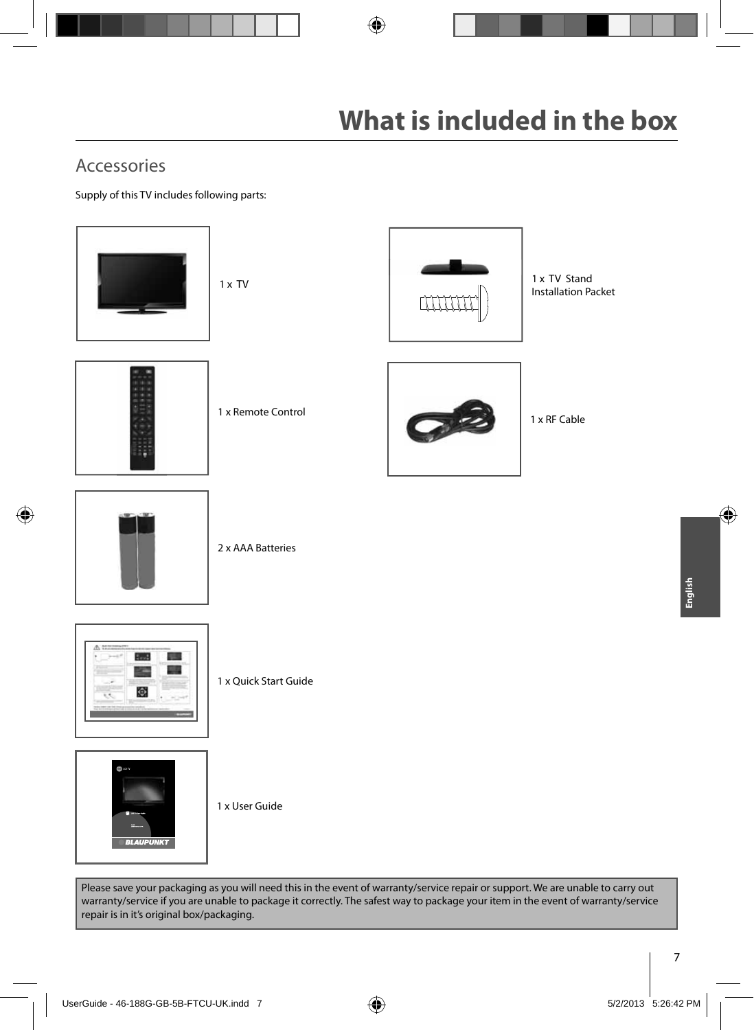# What is included in the box

## Accessories

Supply of this TV includes following parts:

1 x TV

1 x TV Stand Installation Packet

1 x Remote Control

1 x RF Cable

2 x AAA Batteries

1 x Quick Start Guide

1 x User Guide

Please save your packaging as you will need this in the event of warranty/service repair or support. We are unable to carry out warranty/service if you are unable to package it correctly. The safest way to package your item in the event of warranty/service repair is in it's original box/packaging.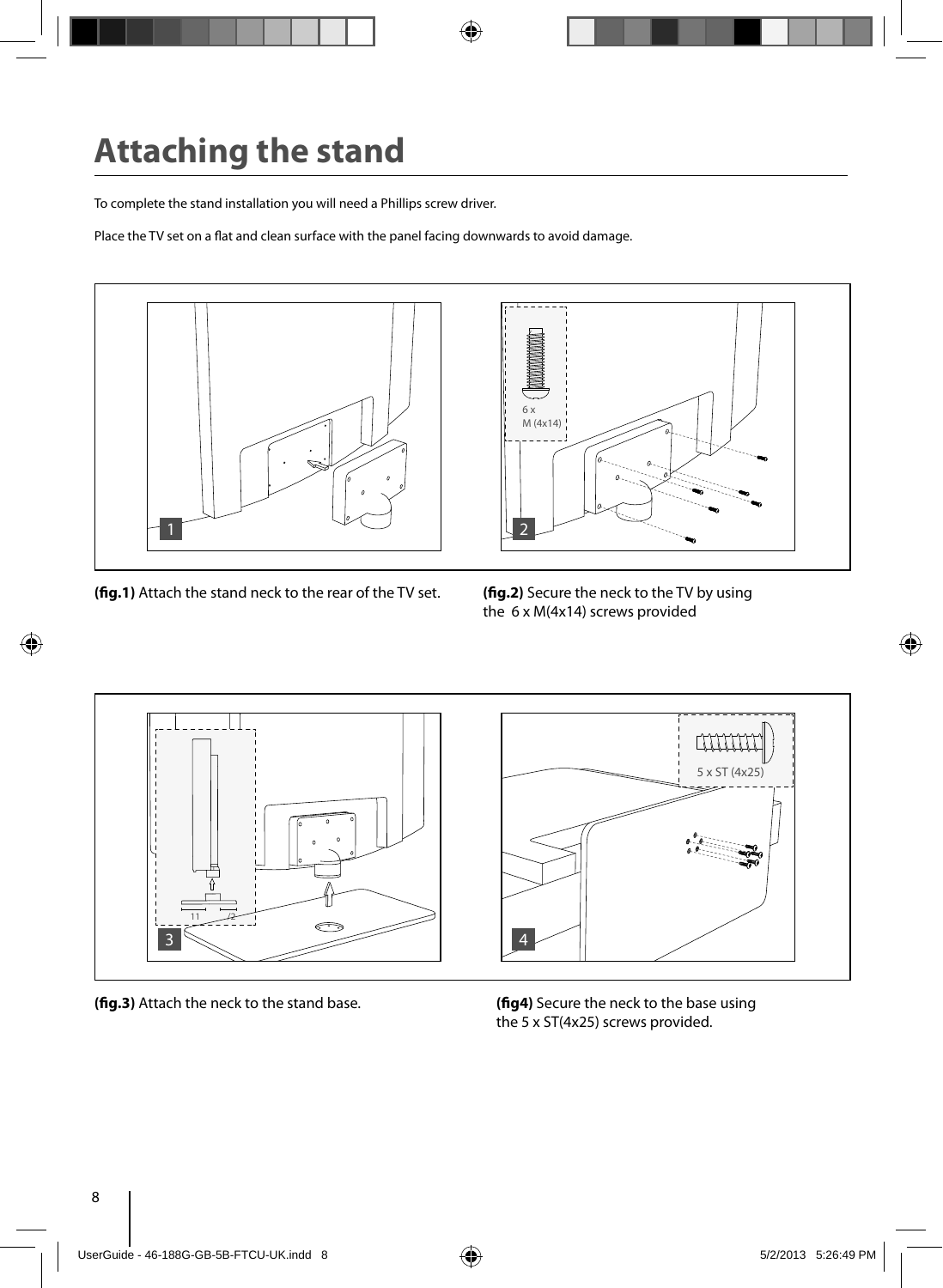# Attaching the stand

To complete the stand installation you will need a Phillips screw driver.

Place the TV set on a flat and clean surface with the panel facing downwards to avoid damage.

**(fig.1)** Attach the stand neck to the rear of the TV set.

**(fig.2)** Secure the neck to the TV by using the 6 x M(4x14) screws provided

**(fig.3)** Attach the neck to the stand base.

**(fig4)** Secure the neck to the base using the 5 x ST(4x25) screws provided.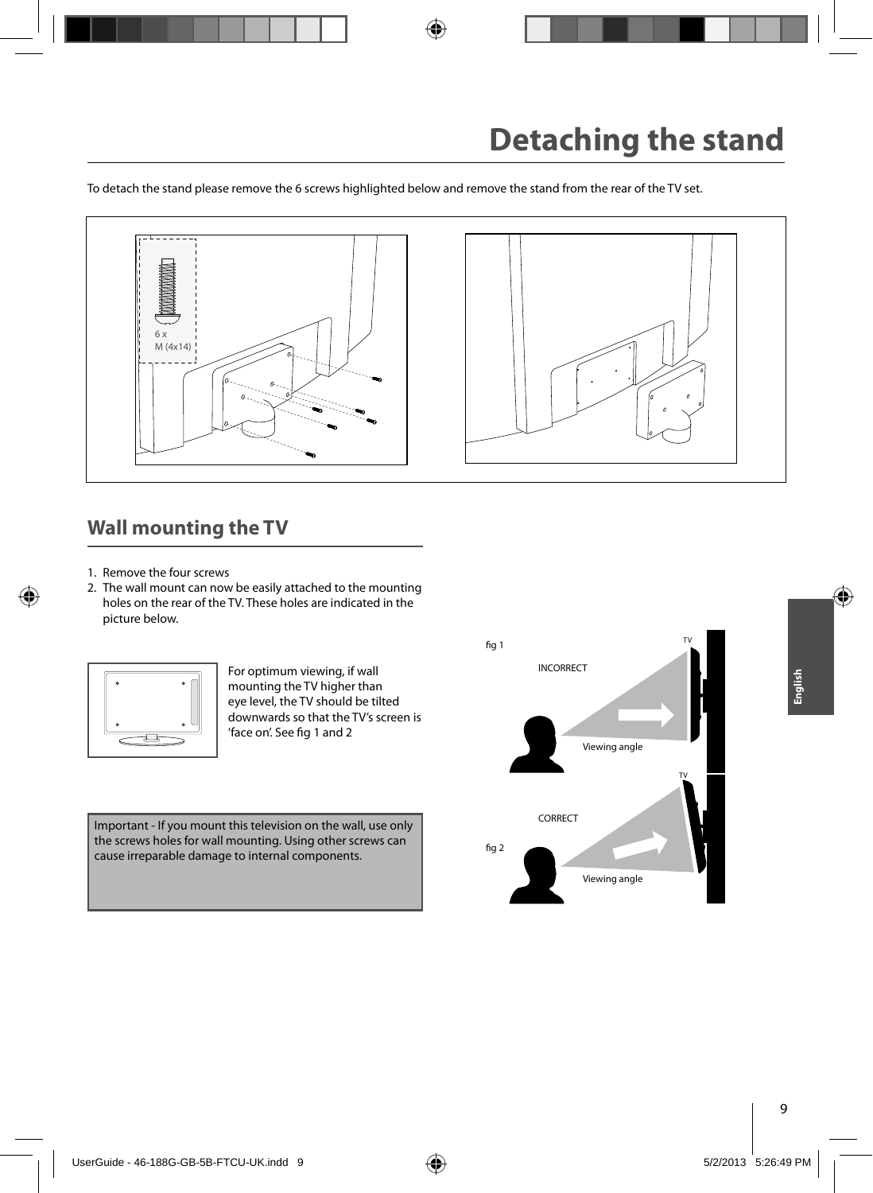# Detaching the stand

To detach the stand please remove the 6 screws highlighted below and remove the stand from the rear of the TV set.

6 x
M (4x14)

## Wall mounting the TV

1. Remove the four screws
2. The wall mount can now be easily attached to the mounting holes on the rear of the TV. These holes are indicated in the picture below.

For optimum viewing, if wall mounting the TV higher than eye level, the TV should be tilted downwards so that the TV's screen is 'face on'. See fig 1 and 2

Important - If you mount this television on the wall, use only the screws holes for wall mounting. Using other screws can cause irreparable damage to internal components.

fig 1

INCORRECT

TV

Viewing angle

fig 2

CORRECT

TV

Viewing angle

English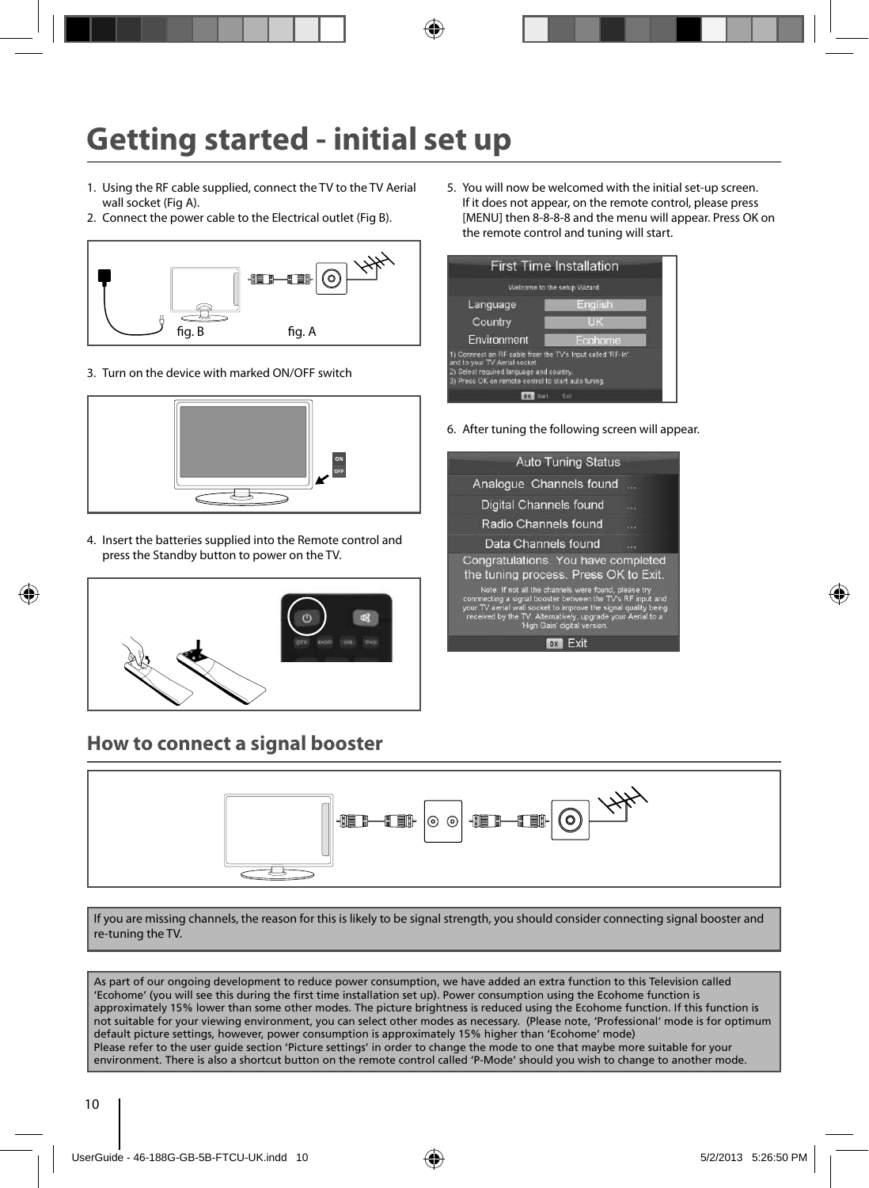# Getting started - initial set up

1. Using the RF cable supplied, connect the TV to the TV Aerial wall socket (Fig A).
2. Connect the power cable to the Electrical outlet (Fig B).

fig. B fig. A

3. Turn on the device with marked ON/OFF switch

ON
OFF

4. Insert the batteries supplied into the Remote control and press the Standby button to power on the TV.

5. You will now be welcomed with the initial set-up screen. If it does not appear, on the remote control, please press [MENU] then 8-8-8-8 and the menu will appear. Press OK on the remote control and tuning will start.

First Time Installation

Welcome to the setup Wizard.

| Language | English |
|---|---|
| Country | UK |
| Environment | Ecohome |

1) Connect an RF cable from the TV's Input called 'RF-In' and to your TV Aerial socket
2) Select required language and country.
3) Press OK on remote control to start auto tuning.

OK Start Exit

6. After tuning the following screen will appear.

Auto Tuning Status

| Analogue Channels found | ... |
|---|---|
| Digital Channels found | ... |
| Radio Channels found | ... |
| Data Channels found | ... |

Congratulations. You have completed the tuning process. Press OK to Exit.

Note: If not all the channels were found, please try connecting a signal booster between the TV's RF input and your TV aerial wall socket to improve the signal quality being received by the TV. Alternatively, upgrade your Aerial to a 'High Gain' digital version.

OK Exit

## How to connect a signal booster

If you are missing channels, the reason for this is likely to be signal strength, you should consider connecting signal booster and re-tuning the TV.

As part of our ongoing development to reduce power consumption, we have added an extra function to this Television called 'Ecohome' (you will see this during the first time installation set up). Power consumption using the Ecohome function is approximately 15% lower than some other modes. The picture brightness is reduced using the Ecohome function. If this function is not suitable for your viewing environment, you can select other modes as necessary. (Please note, 'Professional' mode is for optimum default picture settings, however, power consumption is approximately 15% higher than 'Ecohome' mode)
Please refer to the user guide section 'Picture settings' in order to change the mode to one that maybe more suitable for your environment. There is also a shortcut button on the remote control called 'P-Mode' should you wish to change to another mode.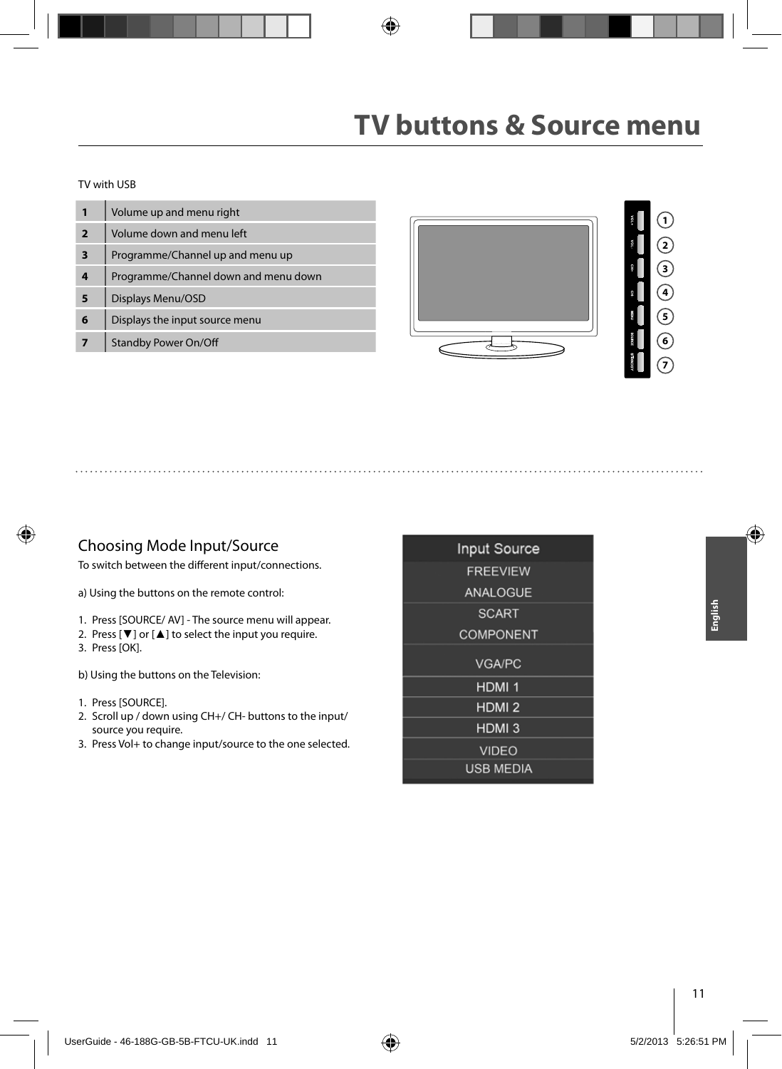# TV buttons & Source menu

TV with USB

| | |
|---|---|
| 1 | Volume up and menu right |
| 2 | Volume down and menu left |
| 3 | Programme/Channel up and menu up |
| 4 | Programme/Channel down and menu down |
| 5 | Displays Menu/OSD |
| 6 | Displays the input source menu |
| 7 | Standby Power On/Off |

## Choosing Mode Input/Source

To switch between the different input/connections.

a) Using the buttons on the remote control:

1. Press [SOURCE/ AV] - The source menu will appear.
2. Press [▼] or [▲] to select the input you require.
3. Press [OK].

b) Using the buttons on the Television:

1. Press [SOURCE].
2. Scroll up / down using CH+/ CH- buttons to the input/ source you require.
3. Press Vol+ to change input/source to the one selected.

Input Source
- FREEVIEW
- ANALOGUE
- SCART
- COMPONENT
- VGA/PC
- HDMI 1
- HDMI 2
- HDMI 3
- VIDEO
- USB MEDIA

English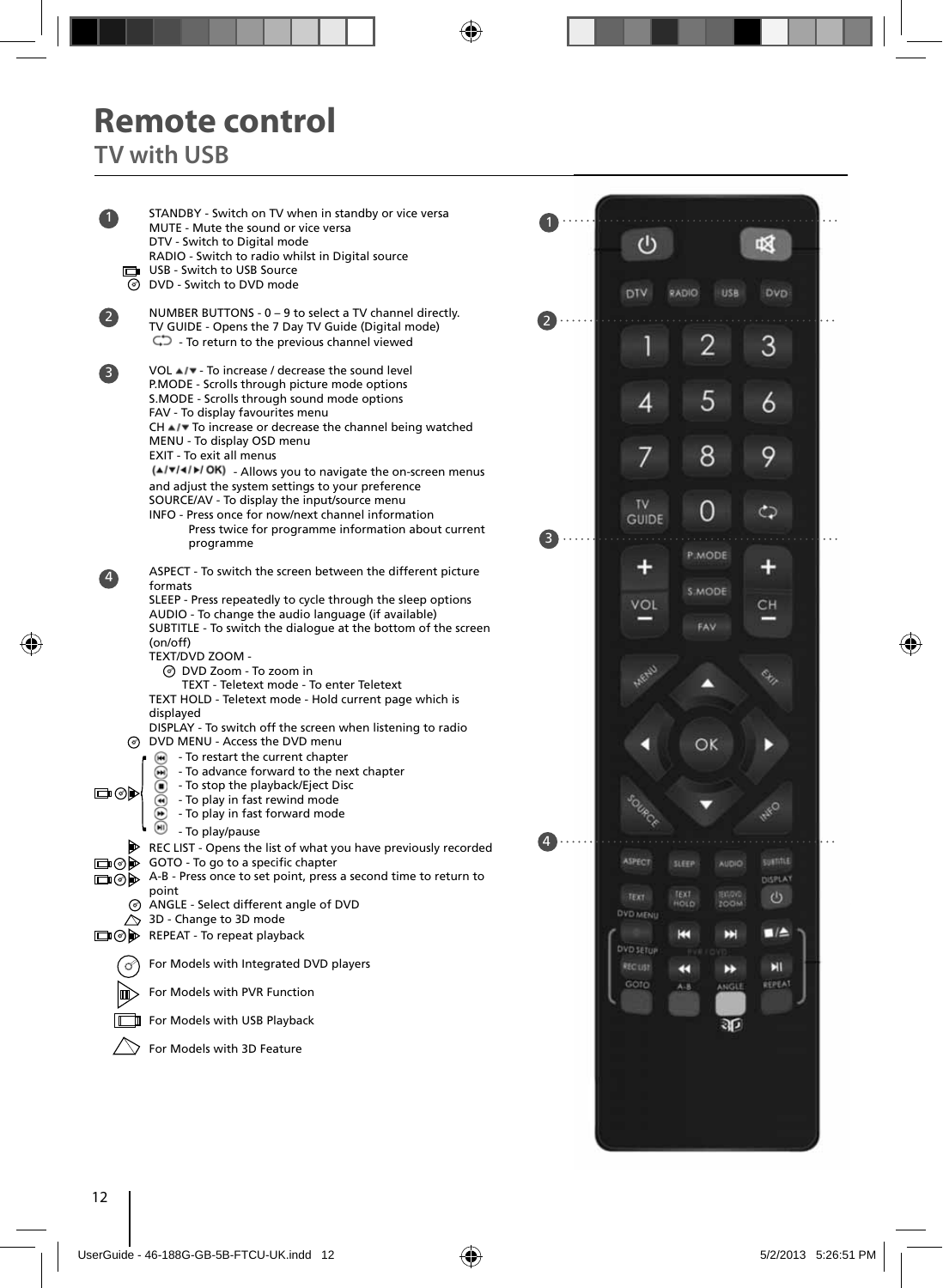# Remote control

## TV with USB

**1**

STANDBY - Switch on TV when in standby or vice versa
MUTE - Mute the sound or vice versa
DTV - Switch to Digital mode
RADIO - Switch to radio whilst in Digital source
USB - Switch to USB Source
DVD - Switch to DVD mode

**2**

NUMBER BUTTONS - 0 – 9 to select a TV channel directly.
TV GUIDE - Opens the 7 Day TV Guide (Digital mode)
- To return to the previous channel viewed

**3**

VOL ▲/▼ - To increase / decrease the sound level
P.MODE - Scrolls through picture mode options
S.MODE - Scrolls through sound mode options
FAV - To display favourites menu
CH ▲/▼ To increase or decrease the channel being watched
MENU - To display OSD menu
EXIT - To exit all menus
(▲/▼/◄/►/ OK) - Allows you to navigate the on-screen menus and adjust the system settings to your preference
SOURCE/AV - To display the input/source menu
INFO - Press once for now/next channel information
Press twice for programme information about current programme

**4**

ASPECT - To switch the screen between the different picture formats
SLEEP - Press repeatedly to cycle through the sleep options
AUDIO - To change the audio language (if available)
SUBTITLE - To switch the dialogue at the bottom of the screen (on/off)
TEXT/DVD ZOOM -
DVD Zoom - To zoom in
TEXT - Teletext mode - To enter Teletext
TEXT HOLD - Teletext mode - Hold current page which is displayed
DISPLAY - To switch off the screen when listening to radio
DVD MENU - Access the DVD menu
- To restart the current chapter
- To advance forward to the next chapter
- To stop the playback/Eject Disc
- To play in fast rewind mode
- To play in fast forward mode
- To play/pause
REC LIST - Opens the list of what you have previously recorded
GOTO - To go to a specific chapter
A-B - Press once to set point, press a second time to return to point
ANGLE - Select different angle of DVD
3D - Change to 3D mode
REPEAT - To repeat playback

For Models with Integrated DVD players
For Models with PVR Function
For Models with USB Playback
For Models with 3D Feature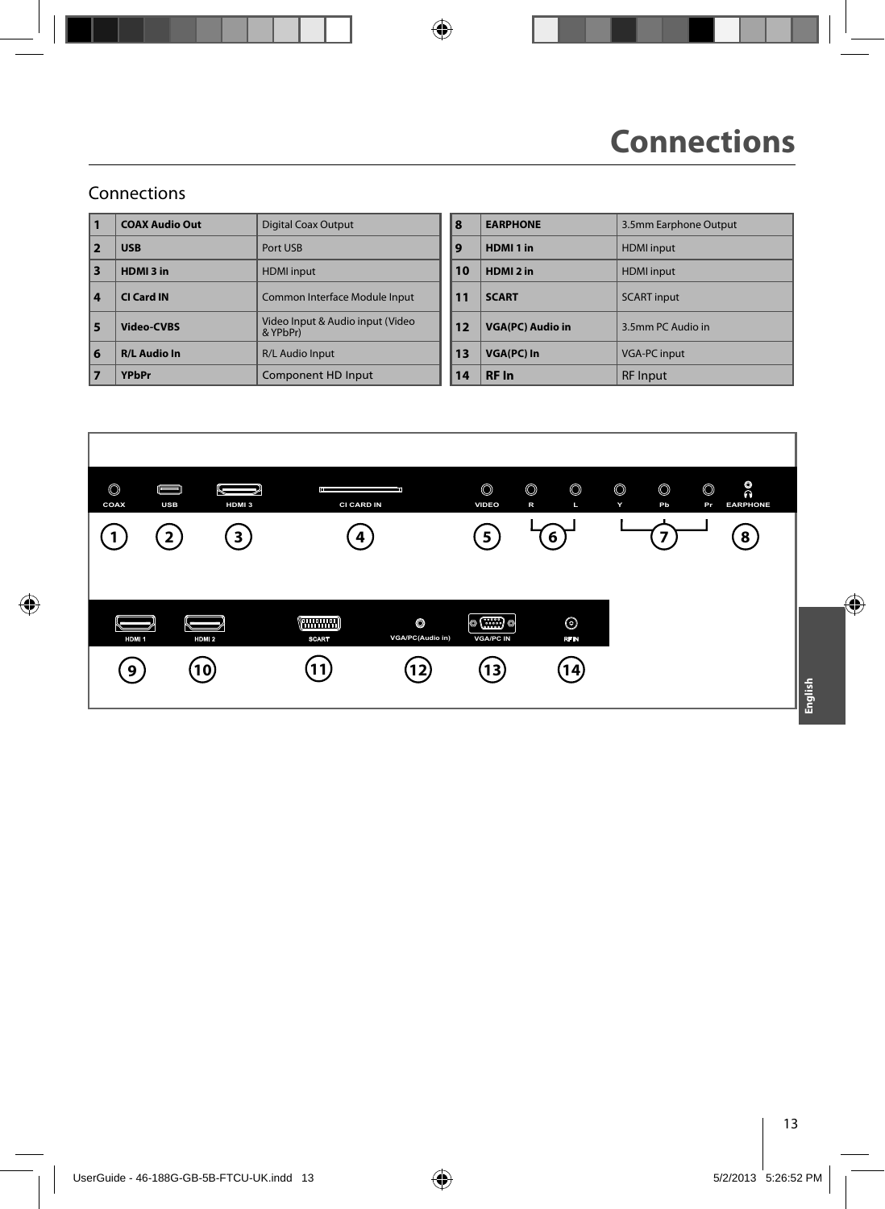# Connections

## Connections

| | | |
|---|---|---|
| 1 | **COAX Audio Out** | Digital Coax Output |
| 2 | **USB** | Port USB |
| 3 | **HDMI 3 in** | HDMI input |
| 4 | **CI Card IN** | Common Interface Module Input |
| 5 | **Video-CVBS** | Video Input & Audio input (Video & YPbPr) |
| 6 | **R/L Audio In** | R/L Audio Input |
| 7 | **YPbPr** | Component HD Input |
| 8 | **EARPHONE** | 3.5mm Earphone Output |
| 9 | **HDMI 1 in** | HDMI input |
| 10 | **HDMI 2 in** | HDMI input |
| 11 | **SCART** | SCART input |
| 12 | **VGA(PC) Audio in** | 3.5mm PC Audio in |
| 13 | **VGA(PC) In** | VGA-PC input |
| 14 | **RF In** | RF Input |

COAX USB HDMI 3 CI CARD IN VIDEO R L Y Pb Pr EARPHONE

1 2 3 4 5 6 7 8

HDMI 1 HDMI 2 SCART VGA/PC(Audio in) VGA/PC IN RF IN

9 10 11 12 13 14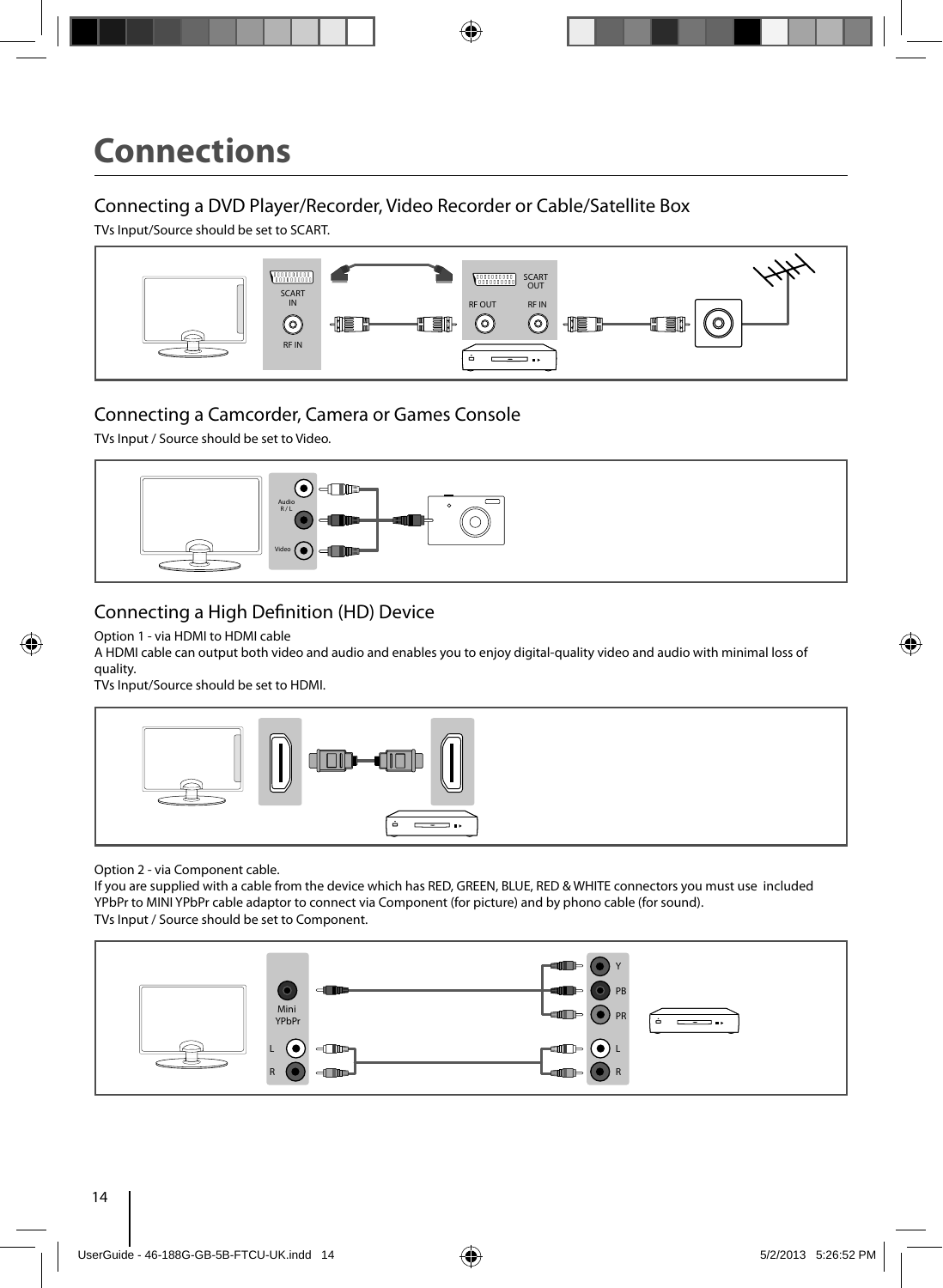# Connections

## Connecting a DVD Player/Recorder, Video Recorder or Cable/Satellite Box

TVs Input/Source should be set to SCART.

## Connecting a Camcorder, Camera or Games Console

TVs Input / Source should be set to Video.

## Connecting a High Definition (HD) Device

Option 1 - via HDMI to HDMI cable
A HDMI cable can output both video and audio and enables you to enjoy digital-quality video and audio with minimal loss of quality.
TVs Input/Source should be set to HDMI.

Option 2 - via Component cable.
If you are supplied with a cable from the device which has RED, GREEN, BLUE, RED & WHITE connectors you must use included YPbPr to MINI YPbPr cable adaptor to connect via Component (for picture) and by phono cable (for sound).
TVs Input / Source should be set to Component.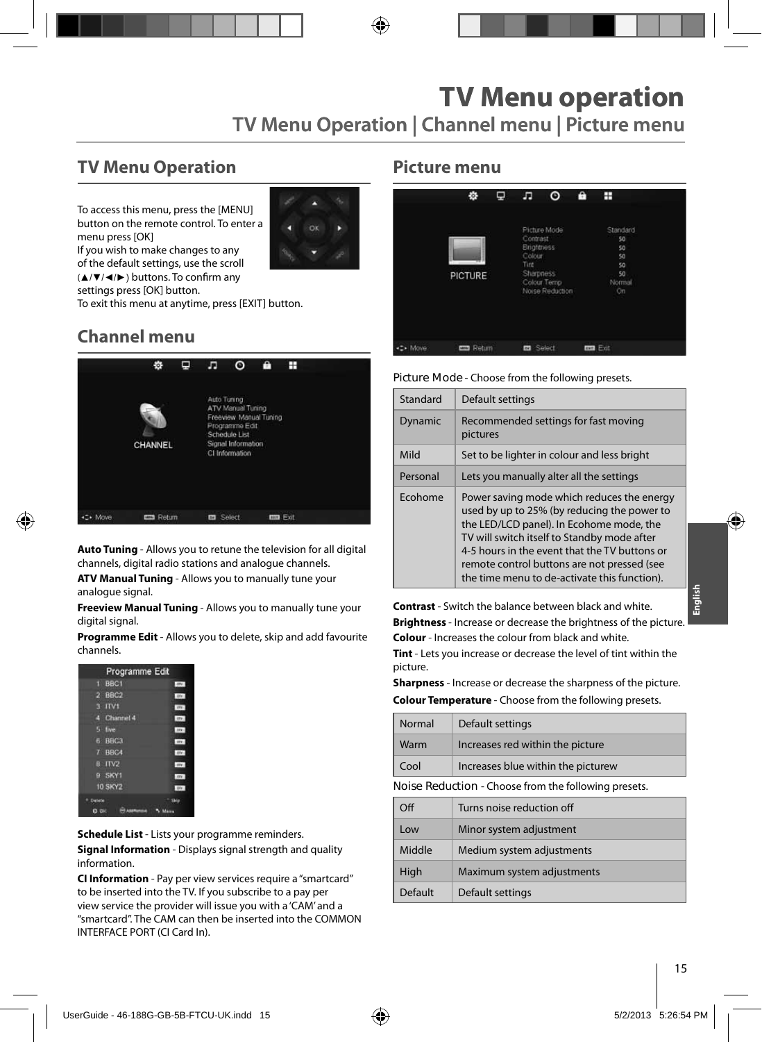# TV Menu operation

## TV Menu Operation | Channel menu | Picture menu

### TV Menu Operation

To access this menu, press the [MENU] button on the remote control. To enter a menu press [OK]

If you wish to make changes to any of the default settings, use the scroll (▲/▼/◄/►) buttons. To confirm any settings press [OK] button.

To exit this menu at anytime, press [EXIT] button.

### Channel menu

**Auto Tuning** - Allows you to retune the television for all digital channels, digital radio stations and analogue channels.

**ATV Manual Tuning** - Allows you to manually tune your analogue signal.

**Freeview Manual Tuning** - Allows you to manually tune your digital signal.

**Programme Edit** - Allows you to delete, skip and add favourite channels.

**Schedule List** - Lists your programme reminders.

**Signal Information** - Displays signal strength and quality information.

**CI Information** - Pay per view services require a "smartcard" to be inserted into the TV. If you subscribe to a pay per view service the provider will issue you with a 'CAM' and a "smartcard". The CAM can then be inserted into the COMMON INTERFACE PORT (CI Card In).

### Picture menu

Picture Mode - Choose from the following presets.

| Mode | Description |
|---|---|
| Standard | Default settings |
| Dynamic | Recommended settings for fast moving pictures |
| Mild | Set to be lighter in colour and less bright |
| Personal | Lets you manually alter all the settings |
| Ecohome | Power saving mode which reduces the energy used by up to 25% (by reducing the power to the LED/LCD panel). In Ecohome mode, the TV will switch itself to Standby mode after 4-5 hours in the event that the TV buttons or remote control buttons are not pressed (see the time menu to de-activate this function). |

**Contrast** - Switch the balance between black and white.

**Brightness** - Increase or decrease the brightness of the picture.

**Colour** - Increases the colour from black and white.

**Tint** - Lets you increase or decrease the level of tint within the picture.

**Sharpness** - Increase or decrease the sharpness of the picture.

**Colour Temperature** - Choose from the following presets.

| Setting | Description |
|---|---|
| Normal | Default settings |
| Warm | Increases red within the picture |
| Cool | Increases blue within the picturew |

Noise Reduction - Choose from the following presets.

| Setting | Description |
|---|---|
| Off | Turns noise reduction off |
| Low | Minor system adjustment |
| Middle | Medium system adjustments |
| High | Maximum system adjustments |
| Default | Default settings |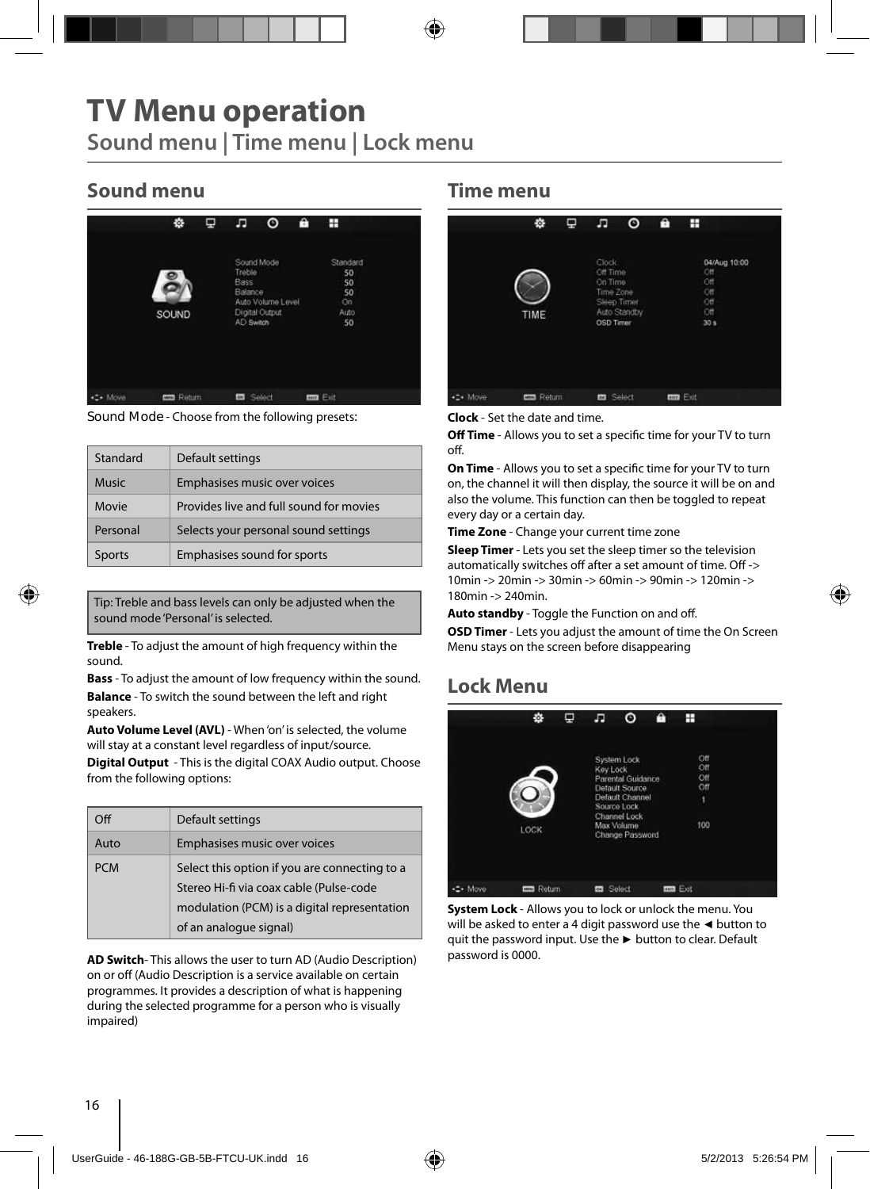# TV Menu operation

## Sound menu | Time menu | Lock menu

## Sound menu

Sound Mode - Choose from the following presets:

| Standard | Default settings |
|---|---|
| Music | Emphasises music over voices |
| Movie | Provides live and full sound for movies |
| Personal | Selects your personal sound settings |
| Sports | Emphasises sound for sports |

Tip: Treble and bass levels can only be adjusted when the sound mode 'Personal' is selected.

**Treble** - To adjust the amount of high frequency within the sound.

**Bass** - To adjust the amount of low frequency within the sound.

**Balance** - To switch the sound between the left and right speakers.

**Auto Volume Level (AVL)** - When 'on' is selected, the volume will stay at a constant level regardless of input/source.

**Digital Output** - This is the digital COAX Audio output. Choose from the following options:

| Off | Default settings |
|---|---|
| Auto | Emphasises music over voices |
| PCM | Select this option if you are connecting to a Stereo Hi-fi via coax cable (Pulse-code modulation (PCM) is a digital representation of an analogue signal) |

**AD Switch**- This allows the user to turn AD (Audio Description) on or off (Audio Description is a service available on certain programmes. It provides a description of what is happening during the selected programme for a person who is visually impaired)

## Time menu

**Clock** - Set the date and time.

**Off Time** - Allows you to set a specific time for your TV to turn off.

**On Time** - Allows you to set a specific time for your TV to turn on, the channel it will then display, the source it will be on and also the volume. This function can then be toggled to repeat every day or a certain day.

**Time Zone** - Change your current time zone

**Sleep Timer** - Lets you set the sleep timer so the television automatically switches off after a set amount of time. Off -> 10min -> 20min -> 30min -> 60min -> 90min -> 120min -> 180min -> 240min.

**Auto standby** - Toggle the Function on and off.

**OSD Timer** - Lets you adjust the amount of time the On Screen Menu stays on the screen before disappearing

## Lock Menu

**System Lock** - Allows you to lock or unlock the menu. You will be asked to enter a 4 digit password use the ◄ button to quit the password input. Use the ► button to clear. Default password is 0000.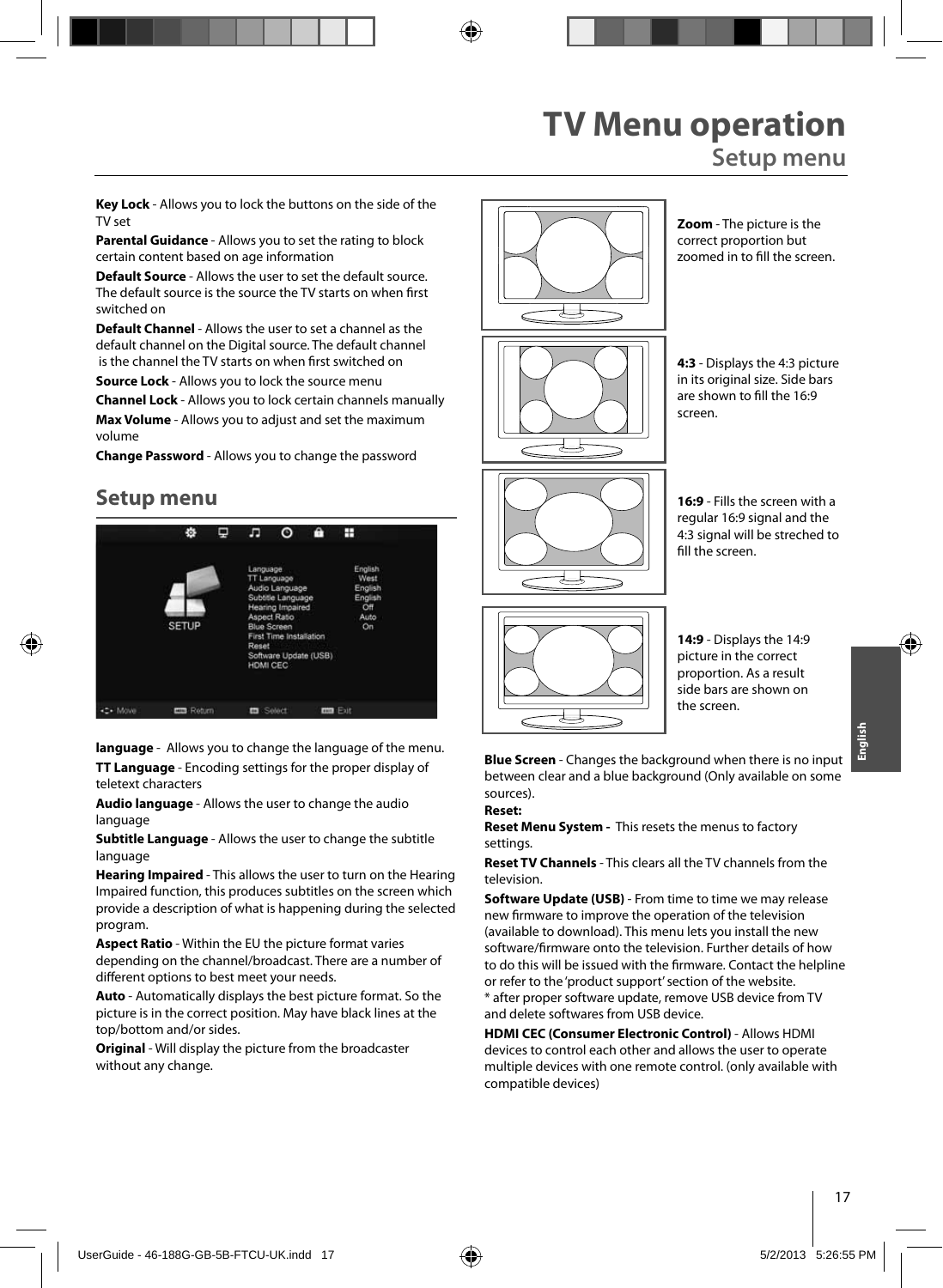# TV Menu operation

## Setup menu

**Key Lock** - Allows you to lock the buttons on the side of the TV set

**Parental Guidance** - Allows you to set the rating to block certain content based on age information

**Default Source** - Allows the user to set the default source. The default source is the source the TV starts on when first switched on

**Default Channel** - Allows the user to set a channel as the default channel on the Digital source. The default channel is the channel the TV starts on when first switched on

**Source Lock** - Allows you to lock the source menu

**Channel Lock** - Allows you to lock certain channels manually

**Max Volume** - Allows you to adjust and set the maximum volume

**Change Password** - Allows you to change the password

## Setup menu

| | |
|---|---|
| Language | English |
| TT Language | West |
| Audio Language | English |
| Subtitle Language | English |
| Hearing Impaired | Off |
| Aspect Ratio | Auto |
| Blue Screen | On |
| First Time Installation | |
| Reset | |
| Software Update (USB) | |
| HDMI CEC | |

SETUP

Move   Return   Select   Exit

**language** - Allows you to change the language of the menu.

**TT Language** - Encoding settings for the proper display of teletext characters

**Audio language** - Allows the user to change the audio language

**Subtitle Language** - Allows the user to change the subtitle language

**Hearing Impaired** - This allows the user to turn on the Hearing Impaired function, this produces subtitles on the screen which provide a description of what is happening during the selected program.

**Aspect Ratio** - Within the EU the picture format varies depending on the channel/broadcast. There are a number of different options to best meet your needs.

**Auto** - Automatically displays the best picture format. So the picture is in the correct position. May have black lines at the top/bottom and/or sides.

**Original** - Will display the picture from the broadcaster without any change.

**Zoom** - The picture is the correct proportion but zoomed in to fill the screen.

**4:3** - Displays the 4:3 picture in its original size. Side bars are shown to fill the 16:9 screen.

**16:9** - Fills the screen with a regular 16:9 signal and the 4:3 signal will be streched to fill the screen.

**14:9** - Displays the 14:9 picture in the correct proportion. As a result side bars are shown on the screen.

**Blue Screen** - Changes the background when there is no input between clear and a blue background (Only available on some sources).

**Reset:**

**Reset Menu System -** This resets the menus to factory settings.

**Reset TV Channels** - This clears all the TV channels from the television.

**Software Update (USB)** - From time to time we may release new firmware to improve the operation of the television (available to download). This menu lets you install the new software/firmware onto the television. Further details of how to do this will be issued with the firmware. Contact the helpline or refer to the 'product support' section of the website.
* after proper software update, remove USB device from TV and delete softwares from USB device.

**HDMI CEC (Consumer Electronic Control)** - Allows HDMI devices to control each other and allows the user to operate multiple devices with one remote control. (only available with compatible devices)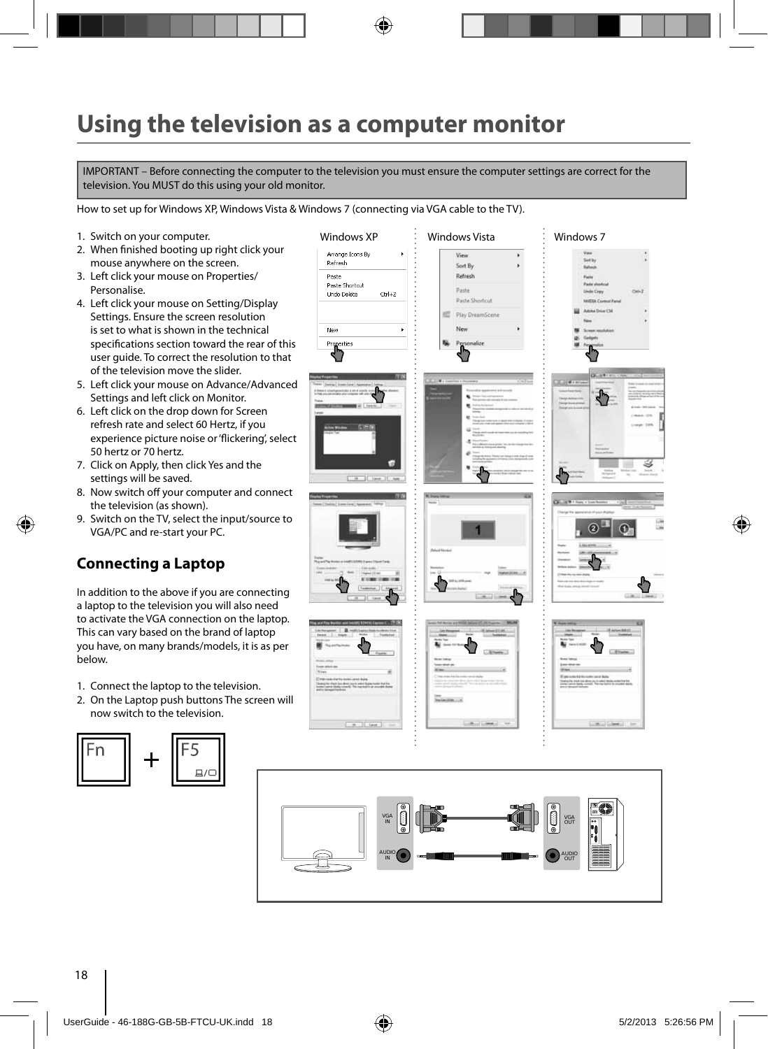# Using the television as a computer monitor

IMPORTANT – Before connecting the computer to the television you must ensure the computer settings are correct for the television. You MUST do this using your old monitor.

How to set up for Windows XP, Windows Vista & Windows 7 (connecting via VGA cable to the TV).

1. Switch on your computer.
2. When finished booting up right click your mouse anywhere on the screen.
3. Left click your mouse on Properties/ Personalise.
4. Left click your mouse on Setting/Display Settings. Ensure the screen resolution is set to what is shown in the technical specifications section toward the rear of this user guide. To correct the resolution to that of the television move the slider.
5. Left click your mouse on Advance/Advanced Settings and left click on Monitor.
6. Left click on the drop down for Screen refresh rate and select 60 Hertz, if you experience picture noise or 'flickering', select 50 hertz or 70 hertz.
7. Click on Apply, then click Yes and the settings will be saved.
8. Now switch off your computer and connect the television (as shown).
9. Switch on the TV, select the input/source to VGA/PC and re-start your PC.

Windows XP | Windows Vista | Windows 7

## Connecting a Laptop

In addition to the above if you are connecting a laptop to the television you will also need to activate the VGA connection on the laptop. This can vary based on the brand of laptop you have, on many brands/models, it is as per below.

1. Connect the laptop to the television.
2. On the Laptop push buttons The screen will now switch to the television.

Fn + F5

VGA IN | AUDIO IN | VGA OUT | AUDIO OUT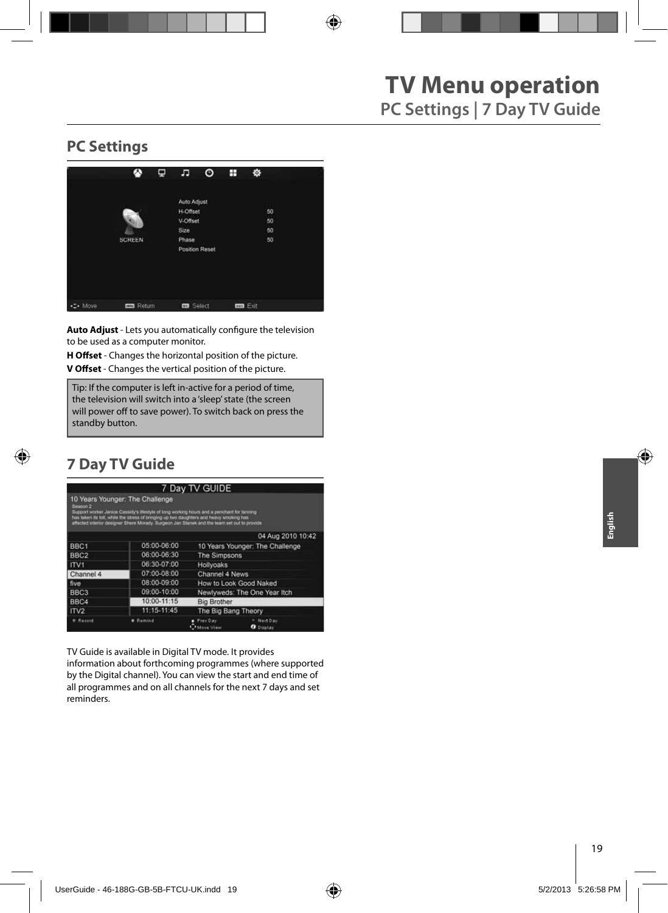# TV Menu operation

## PC Settings | 7 Day TV Guide

### PC Settings

**Auto Adjust** - Lets you automatically configure the television to be used as a computer monitor.

**H Offset** - Changes the horizontal position of the picture.

**V Offset** - Changes the vertical position of the picture.

Tip: If the computer is left in-active for a period of time, the television will switch into a 'sleep' state (the screen will power off to save power). To switch back on press the standby button.

### 7 Day TV Guide

TV Guide is available in Digital TV mode. It provides information about forthcoming programmes (where supported by the Digital channel). You can view the start and end time of all programmes and on all channels for the next 7 days and set reminders.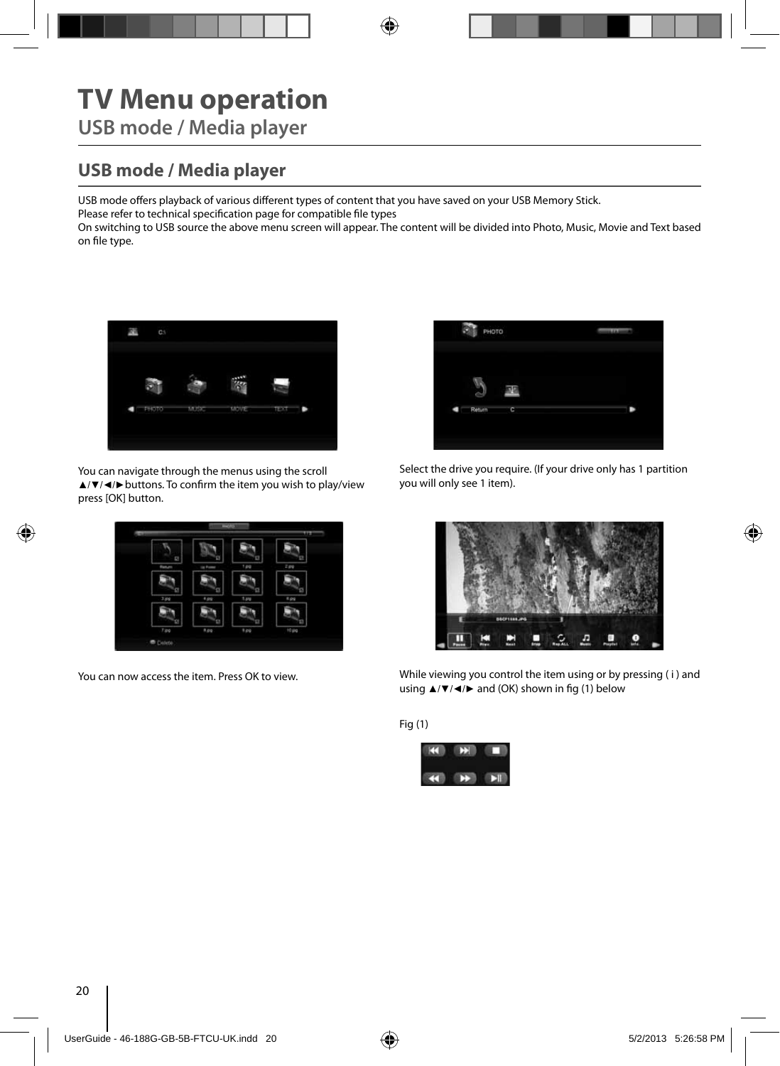# TV Menu operation

## USB mode / Media player

## USB mode / Media player

USB mode offers playback of various different types of content that you have saved on your USB Memory Stick.
Please refer to technical specification page for compatible file types
On switching to USB source the above menu screen will appear. The content will be divided into Photo, Music, Movie and Text based on file type.

You can navigate through the menus using the scroll ▲/▼/◄/►buttons. To confirm the item you wish to play/view press [OK] button.

Select the drive you require. (If your drive only has 1 partition you will only see 1 item).

You can now access the item. Press OK to view.

While viewing you control the item using or by pressing ( i ) and using ▲/▼/◄/► and (OK) shown in fig (1) below

Fig (1)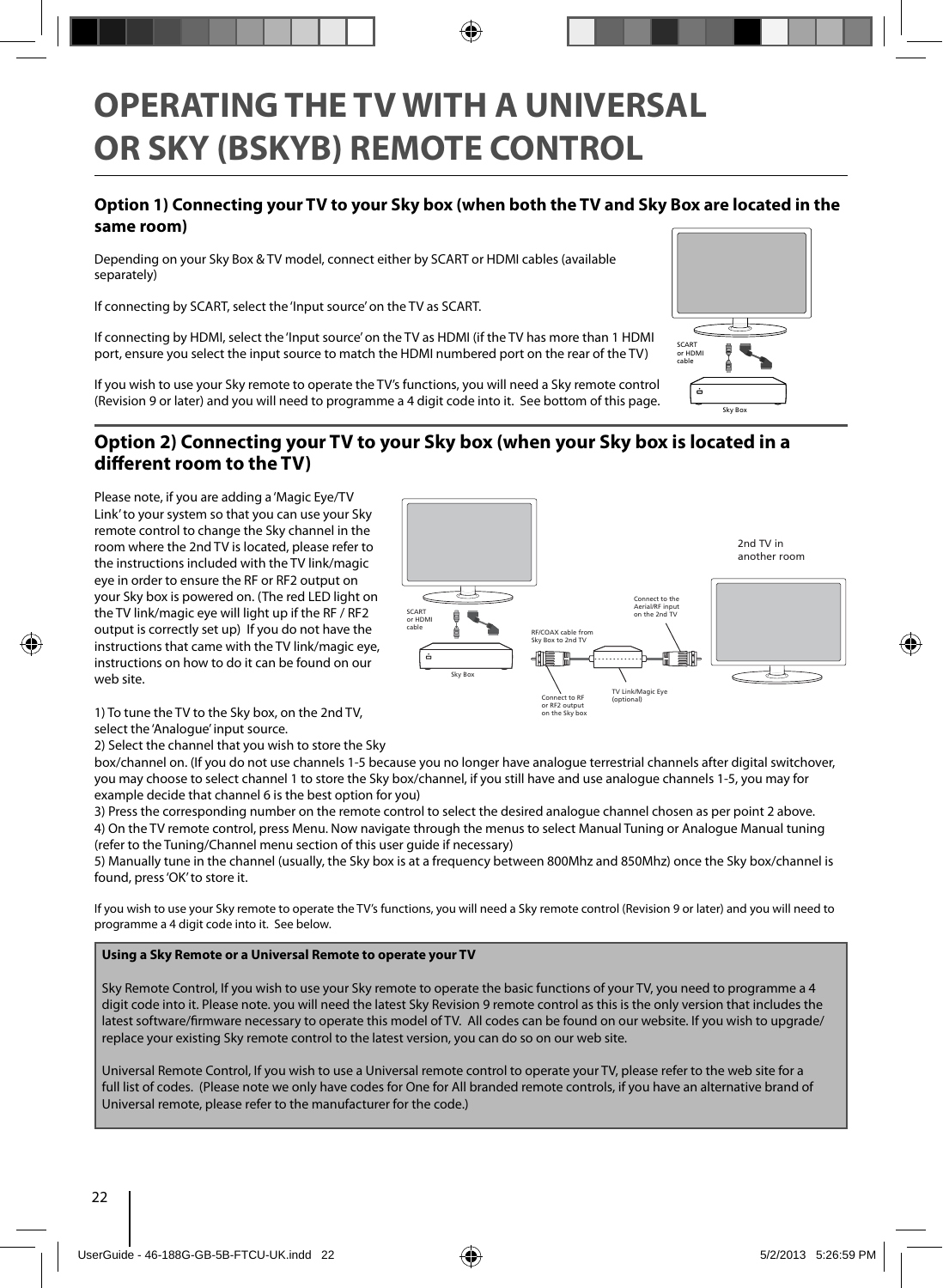# OPERATING THE TV WITH A UNIVERSAL OR SKY (BSKYB) REMOTE CONTROL

## Option 1) Connecting your TV to your Sky box (when both the TV and Sky Box are located in the same room)

Depending on your Sky Box & TV model, connect either by SCART or HDMI cables (available separately)

If connecting by SCART, select the 'Input source' on the TV as SCART.

If connecting by HDMI, select the 'Input source' on the TV as HDMI (if the TV has more than 1 HDMI port, ensure you select the input source to match the HDMI numbered port on the rear of the TV)

If you wish to use your Sky remote to operate the TV's functions, you will need a Sky remote control (Revision 9 or later) and you will need to programme a 4 digit code into it. See bottom of this page.

SCART or HDMI cable

Sky Box

## Option 2) Connecting your TV to your Sky box (when your Sky box is located in a different room to the TV)

Please note, if you are adding a 'Magic Eye/TV Link' to your system so that you can use your Sky remote control to change the Sky channel in the room where the 2nd TV is located, please refer to the instructions included with the TV link/magic eye in order to ensure the RF or RF2 output on your Sky box is powered on. (The red LED light on the TV link/magic eye will light up if the RF / RF2 output is correctly set up) If you do not have the instructions that came with the TV link/magic eye, instructions on how to do it can be found on our web site.

2nd TV in another room

SCART or HDMI cable

Sky Box

Connect to the Aerial/RF input on the 2nd TV

RF/COAX cable from Sky Box to 2nd TV

Connect to RF or RF2 output on the Sky box

TV Link/Magic Eye (optional)

1) To tune the TV to the Sky box, on the 2nd TV, select the 'Analogue' input source.

2) Select the channel that you wish to store the Sky box/channel on. (If you do not use channels 1-5 because you no longer have analogue terrestrial channels after digital switchover, you may choose to select channel 1 to store the Sky box/channel, if you still have and use analogue channels 1-5, you may for example decide that channel 6 is the best option for you)

3) Press the corresponding number on the remote control to select the desired analogue channel chosen as per point 2 above.

4) On the TV remote control, press Menu. Now navigate through the menus to select Manual Tuning or Analogue Manual tuning (refer to the Tuning/Channel menu section of this user guide if necessary)

5) Manually tune in the channel (usually, the Sky box is at a frequency between 800Mhz and 850Mhz) once the Sky box/channel is found, press 'OK' to store it.

If you wish to use your Sky remote to operate the TV's functions, you will need a Sky remote control (Revision 9 or later) and you will need to programme a 4 digit code into it. See below.

**Using a Sky Remote or a Universal Remote to operate your TV**

Sky Remote Control, If you wish to use your Sky remote to operate the basic functions of your TV, you need to programme a 4 digit code into it. Please note. you will need the latest Sky Revision 9 remote control as this is the only version that includes the latest software/firmware necessary to operate this model of TV. All codes can be found on our website. If you wish to upgrade/ replace your existing Sky remote control to the latest version, you can do so on our web site.

Universal Remote Control, If you wish to use a Universal remote control to operate your TV, please refer to the web site for a full list of codes. (Please note we only have codes for One for All branded remote controls, if you have an alternative brand of Universal remote, please refer to the manufacturer for the code.)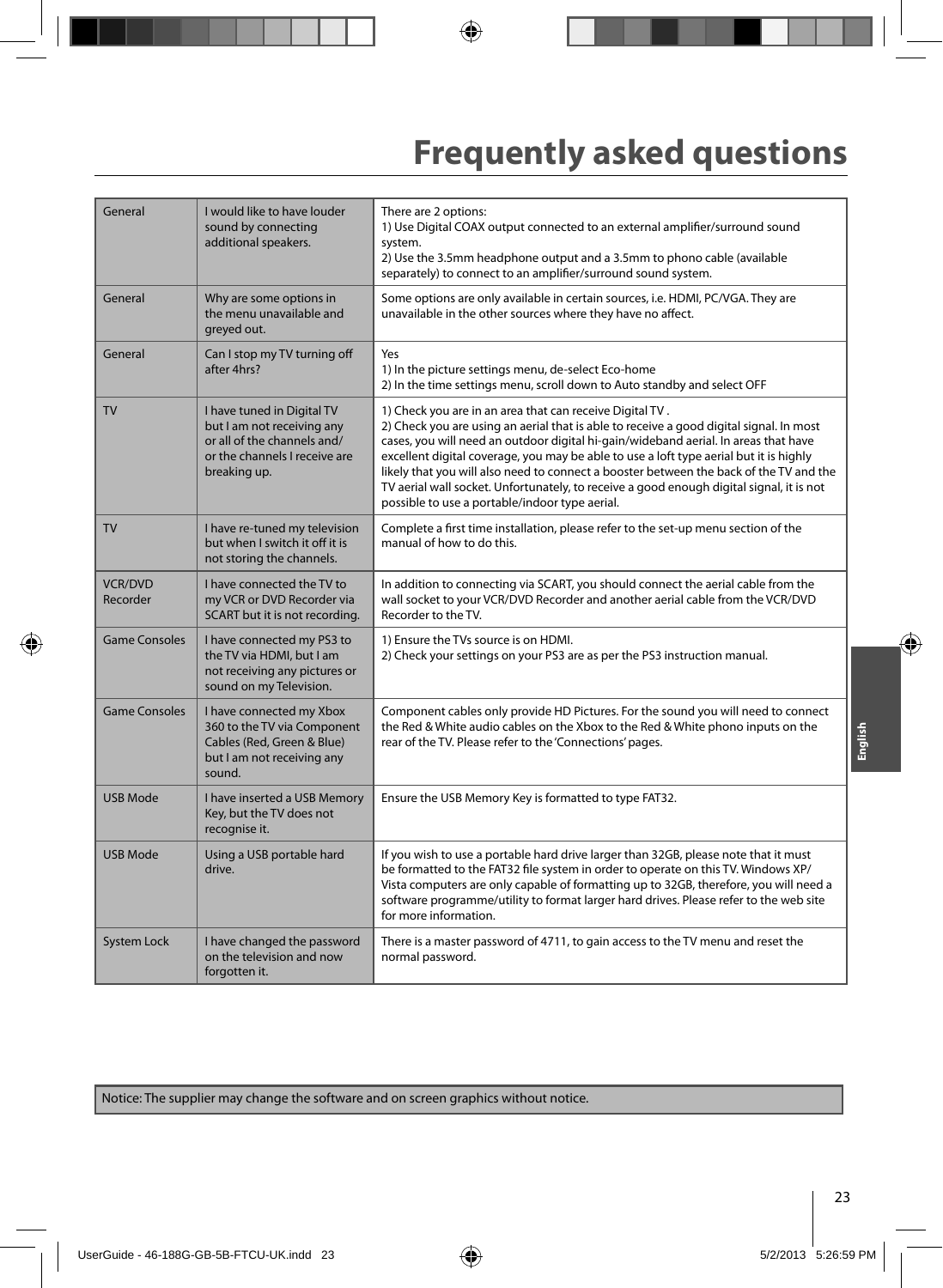# Frequently asked questions

| Category | Question | Answer |
| --- | --- | --- |
| General | I would like to have louder sound by connecting additional speakers. | There are 2 options:<br>1) Use Digital COAX output connected to an external amplifier/surround sound system.<br>2) Use the 3.5mm headphone output and a 3.5mm to phono cable (available separately) to connect to an amplifier/surround sound system. |
| General | Why are some options in the menu unavailable and greyed out. | Some options are only available in certain sources, i.e. HDMI, PC/VGA. They are unavailable in the other sources where they have no affect. |
| General | Can I stop my TV turning off after 4hrs? | Yes<br>1) In the picture settings menu, de-select Eco-home<br>2) In the time settings menu, scroll down to Auto standby and select OFF |
| TV | I have tuned in Digital TV but I am not receiving any or all of the channels and/or the channels I receive are breaking up. | 1) Check you are in an area that can receive Digital TV .<br>2) Check you are using an aerial that is able to receive a good digital signal. In most cases, you will need an outdoor digital hi-gain/wideband aerial. In areas that have excellent digital coverage, you may be able to use a loft type aerial but it is highly likely that you will also need to connect a booster between the back of the TV and the TV aerial wall socket. Unfortunately, to receive a good enough digital signal, it is not possible to use a portable/indoor type aerial. |
| TV | I have re-tuned my television but when I switch it off it is not storing the channels. | Complete a first time installation, please refer to the set-up menu section of the manual of how to do this. |
| VCR/DVD Recorder | I have connected the TV to my VCR or DVD Recorder via SCART but it is not recording. | In addition to connecting via SCART, you should connect the aerial cable from the wall socket to your VCR/DVD Recorder and another aerial cable from the VCR/DVD Recorder to the TV. |
| Game Consoles | I have connected my PS3 to the TV via HDMI, but I am not receiving any pictures or sound on my Television. | 1) Ensure the TVs source is on HDMI.<br>2) Check your settings on your PS3 are as per the PS3 instruction manual. |
| Game Consoles | I have connected my Xbox 360 to the TV via Component Cables (Red, Green & Blue) but I am not receiving any sound. | Component cables only provide HD Pictures. For the sound you will need to connect the Red & White audio cables on the Xbox to the Red & White phono inputs on the rear of the TV. Please refer to the 'Connections' pages. |
| USB Mode | I have inserted a USB Memory Key, but the TV does not recognise it. | Ensure the USB Memory Key is formatted to type FAT32. |
| USB Mode | Using a USB portable hard drive. | If you wish to use a portable hard drive larger than 32GB, please note that it must be formatted to the FAT32 file system in order to operate on this TV. Windows XP/Vista computers are only capable of formatting up to 32GB, therefore, you will need a software programme/utility to format larger hard drives. Please refer to the web site for more information. |
| System Lock | I have changed the password on the television and now forgotten it. | There is a master password of 4711, to gain access to the TV menu and reset the normal password. |

Notice: The supplier may change the software and on screen graphics without notice.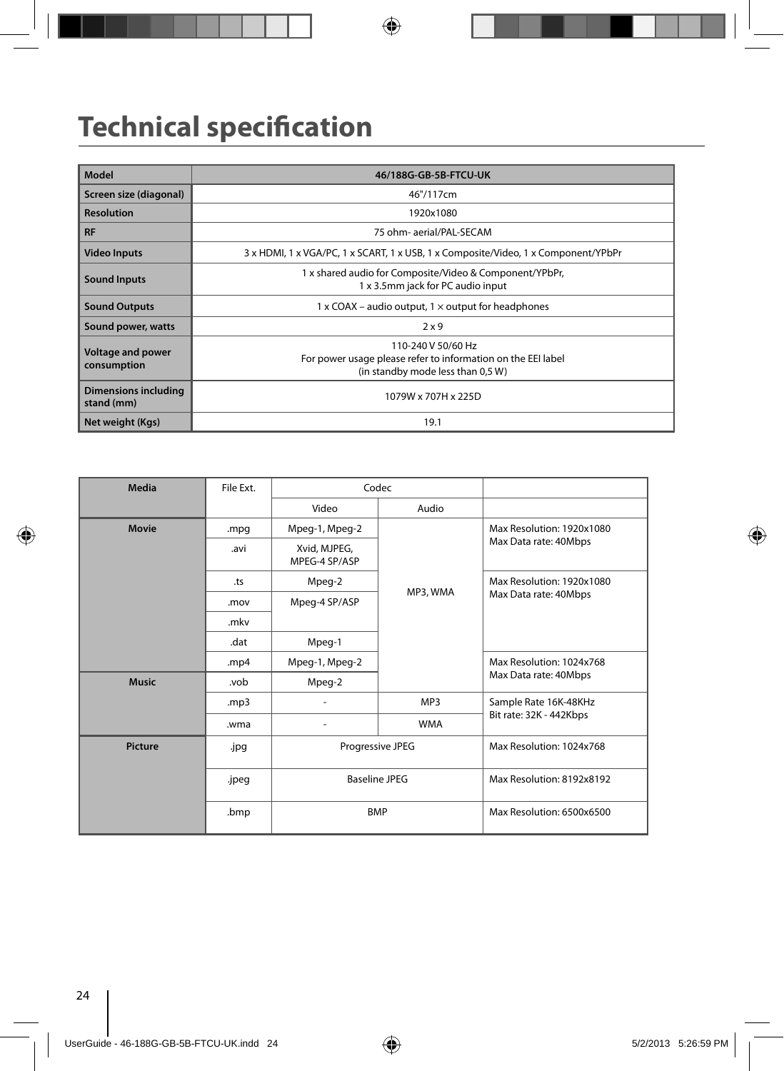# Technical specification

| Model | 46/188G-GB-5B-FTCU-UK |
|---|---|
| Screen size (diagonal) | 46"/117cm |
| Resolution | 1920x1080 |
| RF | 75 ohm- aerial/PAL-SECAM |
| Video Inputs | 3 x HDMI, 1 x VGA/PC, 1 x SCART, 1 x USB, 1 x Composite/Video, 1 x Component/YPbPr |
| Sound Inputs | 1 x shared audio for Composite/Video & Component/YPbPr,<br>1 x 3.5mm jack for PC audio input |
| Sound Outputs | 1 x COAX – audio output, 1 × output for headphones |
| Sound power, watts | 2 x 9 |
| Voltage and power consumption | 110-240 V 50/60 Hz<br>For power usage please refer to information on the EEI label<br>(in standby mode less than 0,5 W) |
| Dimensions including stand (mm) | 1079W x 707H x 225D |
| Net weight (Kgs) | 19.1 |

| Media | File Ext. | Codec | | |
|---|---|---|---|---|
| | | Video | Audio | |
| Movie | .mpg | Mpeg-1, Mpeg-2 | MP3, WMA | Max Resolution: 1920x1080<br>Max Data rate: 40Mbps |
| | .avi | Xvid, MJPEG, MPEG-4 SP/ASP | | |
| | .ts | Mpeg-2 | | Max Resolution: 1920x1080<br>Max Data rate: 40Mbps |
| | .mov | Mpeg-4 SP/ASP | | |
| | .mkv | | | |
| | .dat | Mpeg-1 | | |
| | .mp4 | Mpeg-1, Mpeg-2 | | Max Resolution: 1024x768<br>Max Data rate: 40Mbps |
| Music | .vob | Mpeg-2 | | |
| | .mp3 | - | MP3 | Sample Rate 16K-48KHz<br>Bit rate: 32K - 442Kbps |
| | .wma | - | WMA | |
| Picture | .jpg | Progressive JPEG | | Max Resolution: 1024x768 |
| | .jpeg | Baseline JPEG | | Max Resolution: 8192x8192 |
| | .bmp | BMP | | Max Resolution: 6500x6500 |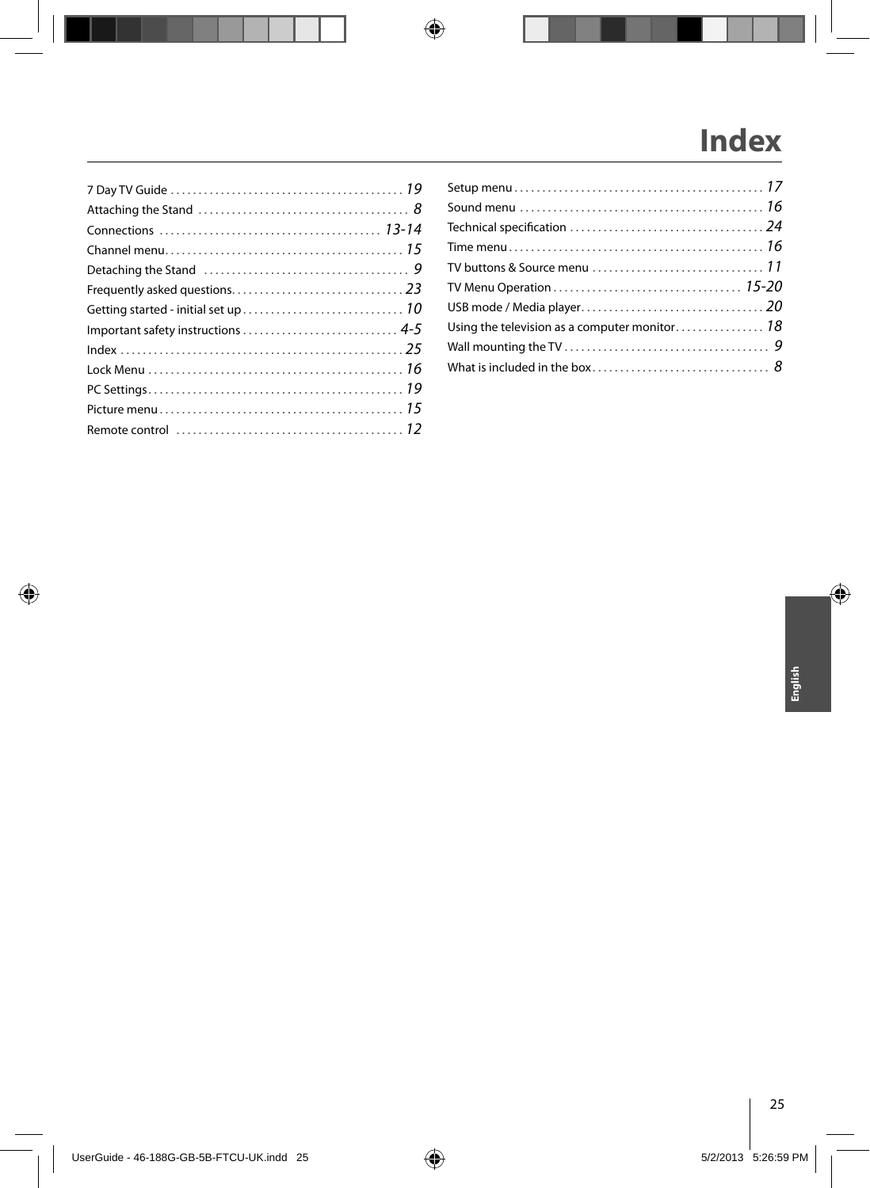# Index

7 Day TV Guide . . . . . . . . . . . . . . . . . . . . . . . . . . . . . . . . . . . . . . . . . 19
Attaching the Stand . . . . . . . . . . . . . . . . . . . . . . . . . . . . . . . . . . . . . . 8
Connections . . . . . . . . . . . . . . . . . . . . . . . . . . . . . . . . . . . . . . . . 13-14
Channel menu. . . . . . . . . . . . . . . . . . . . . . . . . . . . . . . . . . . . . . . . . . 15
Detaching the Stand . . . . . . . . . . . . . . . . . . . . . . . . . . . . . . . . . . . . 9
Frequently asked questions. . . . . . . . . . . . . . . . . . . . . . . . . . . . . . 23
Getting started - initial set up . . . . . . . . . . . . . . . . . . . . . . . . . . . . 10
Important safety instructions . . . . . . . . . . . . . . . . . . . . . . . . . . . 4-5
Index . . . . . . . . . . . . . . . . . . . . . . . . . . . . . . . . . . . . . . . . . . . . . . . . . . 25
Lock Menu . . . . . . . . . . . . . . . . . . . . . . . . . . . . . . . . . . . . . . . . . . . . . 16
PC Settings. . . . . . . . . . . . . . . . . . . . . . . . . . . . . . . . . . . . . . . . . . . . . 19
Picture menu . . . . . . . . . . . . . . . . . . . . . . . . . . . . . . . . . . . . . . . . . . . 15
Remote control . . . . . . . . . . . . . . . . . . . . . . . . . . . . . . . . . . . . . . . . 12
Setup menu . . . . . . . . . . . . . . . . . . . . . . . . . . . . . . . . . . . . . . . . . . . . 17
Sound menu . . . . . . . . . . . . . . . . . . . . . . . . . . . . . . . . . . . . . . . . . . . 16
Technical specification . . . . . . . . . . . . . . . . . . . . . . . . . . . . . . . . . . 24
Time menu . . . . . . . . . . . . . . . . . . . . . . . . . . . . . . . . . . . . . . . . . . . . . 16
TV buttons & Source menu . . . . . . . . . . . . . . . . . . . . . . . . . . . . . . 11
TV Menu Operation . . . . . . . . . . . . . . . . . . . . . . . . . . . . . . . . . 15-20
USB mode / Media player. . . . . . . . . . . . . . . . . . . . . . . . . . . . . . . . 20
Using the television as a computer monitor. . . . . . . . . . . . . . . 18
Wall mounting the TV . . . . . . . . . . . . . . . . . . . . . . . . . . . . . . . . . . . 9
What is included in the box . . . . . . . . . . . . . . . . . . . . . . . . . . . . . . 8

English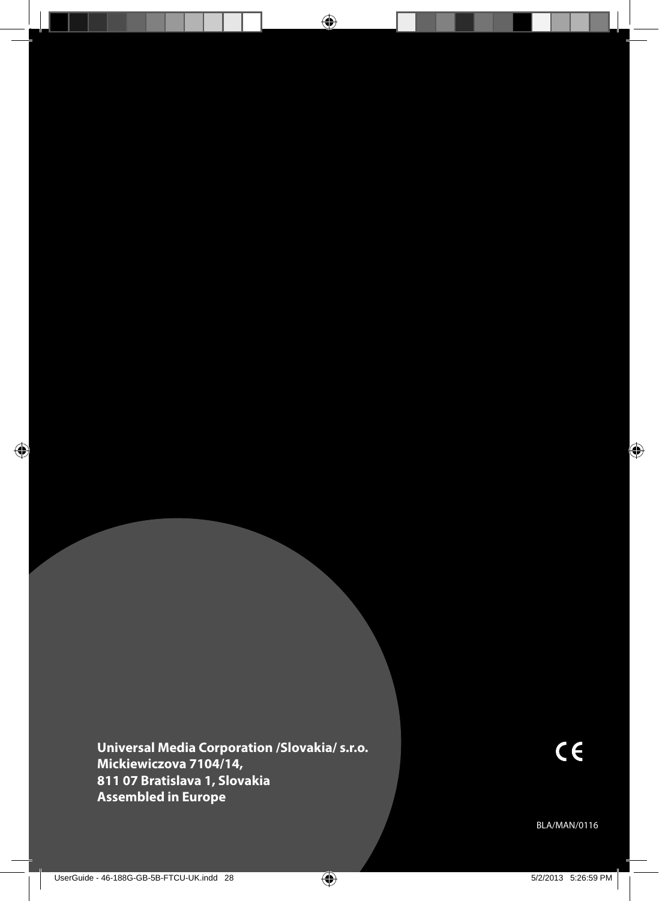**Universal Media Corporation /Slovakia/ s.r.o.**
**Mickiewiczova 7104/14,**
**811 07 Bratislava 1, Slovakia**
**Assembled in Europe**

CE

BLA/MAN/0116